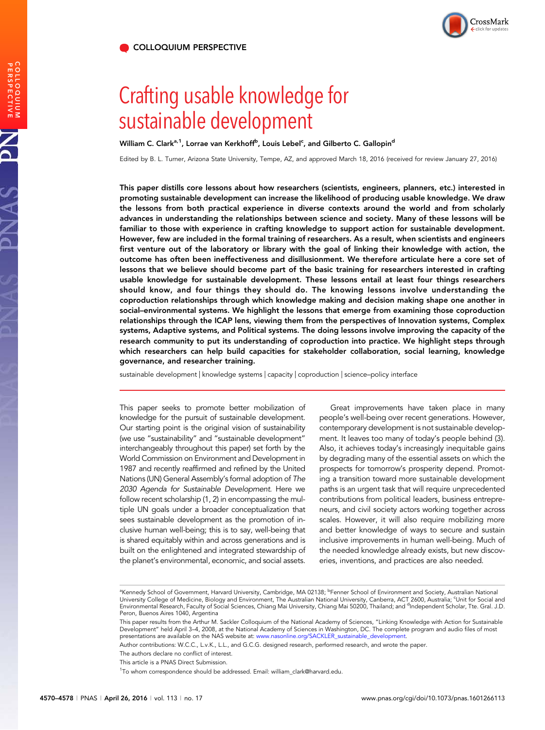COLLOQUIUM PERSPECTIVE

# Crafting usable knowledge for sustainable development

William C. Clark[a,1], Lorrae van Kerkhoff[b], Louis Lebel[c], and Gilberto C. Gallopin[d]

Edited by B. L. Turner, Arizona State University, Tempe, AZ, and approved March 18, 2016 (received for review January 27, 2016)

**This paper distills core lessons about how researchers (scientists, engineers, planners, etc.) interested in promoting sustainable development can increase the likelihood of producing usable knowledge. We draw the lessons from both practical experience in diverse contexts around the world and from scholarly advances in understanding the relationships between science and society. Many of these lessons will be familiar to those with experience in crafting knowledge to support action for sustainable development. However, few are included in the formal training of researchers. As a result, when scientists and engineers first venture out of the laboratory or library with the goal of linking their knowledge with action, the outcome has often been ineffectiveness and disillusionment. We therefore articulate here a core set of lessons that we believe should become part of the basic training for researchers interested in crafting usable knowledge for sustainable development. These lessons entail at least four things researchers should know, and four things they should do. The knowing lessons involve understanding the coproduction relationships through which knowledge making and decision making shape one another in social–environmental systems. We highlight the lessons that emerge from examining those coproduction relationships through the ICAP lens, viewing them from the perspectives of Innovation systems, Complex systems, Adaptive systems, and Political systems. The doing lessons involve improving the capacity of the research community to put its understanding of coproduction into practice. We highlight steps through which researchers can help build capacities for stakeholder collaboration, social learning, knowledge governance, and researcher training.**

sustainable development | knowledge systems | capacity | coproduction | science–policy interface

This paper seeks to promote better mobilization of knowledge for the pursuit of sustainable development. Our starting point is the original vision of sustainability (we use "sustainability" and "sustainable development" interchangeably throughout this paper) set forth by the World Commission on Environment and Development in 1987 and recently reaffirmed and refined by the United Nations (UN) General Assembly's formal adoption of *The 2030 Agenda for Sustainable Development*. Here we follow recent scholarship (1, 2) in encompassing the multiple UN goals under a broader conceptualization that sees sustainable development as the promotion of inclusive human well-being; this is to say, well-being that is shared equitably within and across generations and is built on the enlightened and integrated stewardship of the planet's environmental, economic, and social assets.

Great improvements have taken place in many people's well-being over recent generations. However, contemporary development is not sustainable development. It leaves too many of today's people behind (3). Also, it achieves today's increasingly inequitable gains by degrading many of the essential assets on which the prospects for tomorrow's prosperity depend. Promoting a transition toward more sustainable development paths is an urgent task that will require unprecedented contributions from political leaders, business entrepreneurs, and civil society actors working together across scales. However, it will also require mobilizing more and better knowledge of ways to secure and sustain inclusive improvements in human well-being. Much of the needed knowledge already exists, but new discoveries, inventions, and practices are also needed.

[a]Kennedy School of Government, Harvard University, Cambridge, MA 02138; [b]Fenner School of Environment and Society, Australian National University College of Medicine, Biology and Environment, The Australian National University, Canberra, ACT 2600, Australia; [c]Unit for Social and Environmental Research, Faculty of Social Sciences, Chiang Mai University, Chiang Mai 50200, Thailand; and [d]Independent Scholar, Tte. Gral. J.D. Peron, Buenos Aires 1040, Argentina

This paper results from the Arthur M. Sackler Colloquium of the National Academy of Sciences, "Linking Knowledge with Action for Sustainable Development" held April 3–4, 2008, at the National Academy of Sciences in Washington, DC. The complete program and audio files of most presentations are available on the NAS website at: www.nasonline.org/SACKLER_sustainable_development.

Author contributions: W.C.C., L.v.K., L.L., and G.C.G. designed research, performed research, and wrote the paper.

The authors declare no conflict of interest.

This article is a PNAS Direct Submission.

[1]To whom correspondence should be addressed. Email: william_clark@harvard.edu.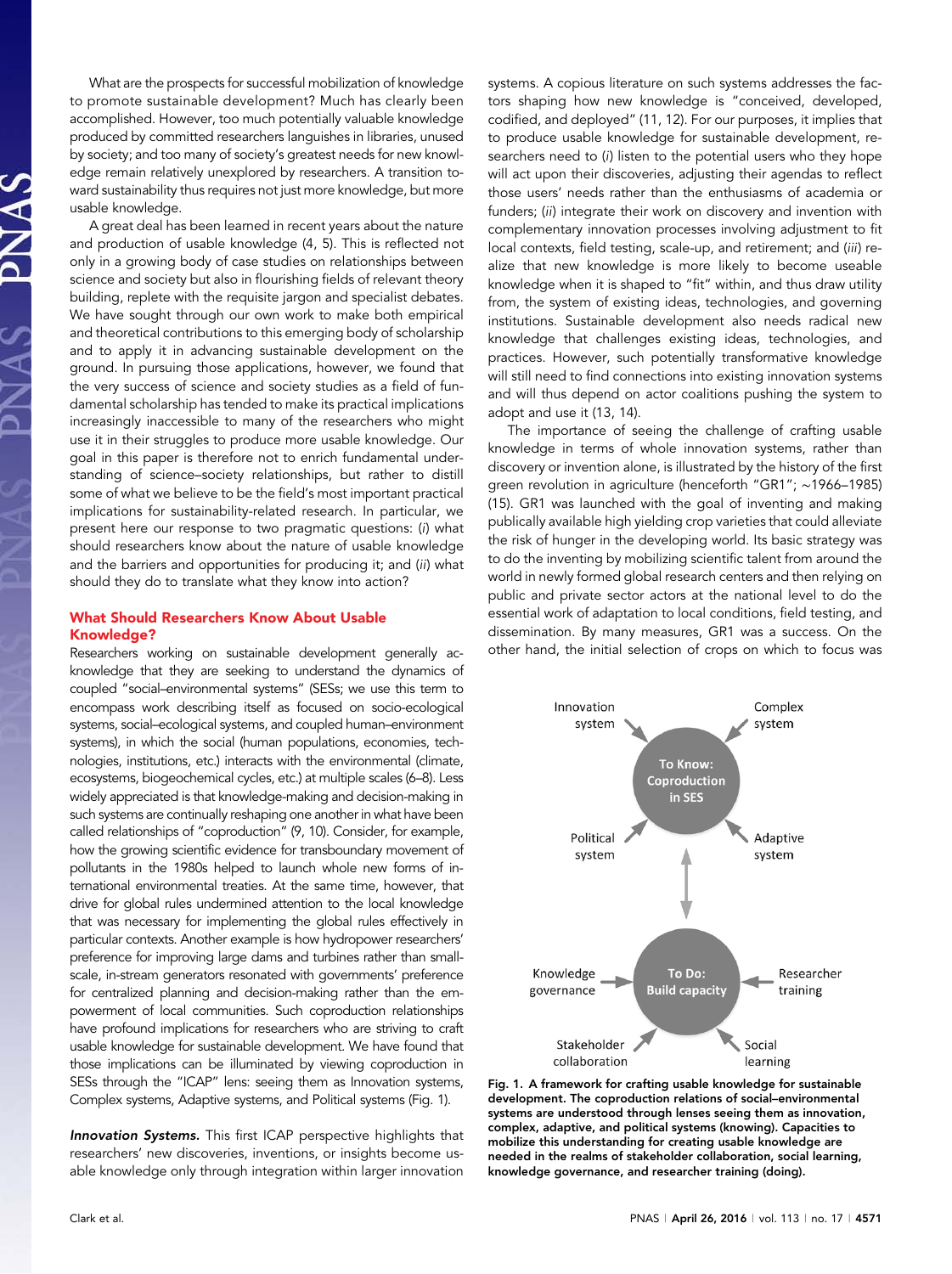What are the prospects for successful mobilization of knowledge to promote sustainable development? Much has clearly been accomplished. However, too much potentially valuable knowledge produced by committed researchers languishes in libraries, unused by society; and too many of society's greatest needs for new knowledge remain relatively unexplored by researchers. A transition toward sustainability thus requires not just more knowledge, but more usable knowledge.

A great deal has been learned in recent years about the nature and production of usable knowledge (4, 5). This is reflected not only in a growing body of case studies on relationships between science and society but also in flourishing fields of relevant theory building, replete with the requisite jargon and specialist debates. We have sought through our own work to make both empirical and theoretical contributions to this emerging body of scholarship and to apply it in advancing sustainable development on the ground. In pursuing those applications, however, we found that the very success of science and society studies as a field of fundamental scholarship has tended to make its practical implications increasingly inaccessible to many of the researchers who might use it in their struggles to produce more usable knowledge. Our goal in this paper is therefore not to enrich fundamental understanding of science–society relationships, but rather to distill some of what we believe to be the field's most important practical implications for sustainability-related research. In particular, we present here our response to two pragmatic questions: (*i*) what should researchers know about the nature of usable knowledge and the barriers and opportunities for producing it; and (*ii*) what should they do to translate what they know into action?

## What Should Researchers Know About Usable Knowledge?

Researchers working on sustainable development generally acknowledge that they are seeking to understand the dynamics of coupled "social–environmental systems" (SESs; we use this term to encompass work describing itself as focused on socio-ecological systems, social–ecological systems, and coupled human–environment systems), in which the social (human populations, economies, technologies, institutions, etc.) interacts with the environmental (climate, ecosystems, biogeochemical cycles, etc.) at multiple scales (6–8). Less widely appreciated is that knowledge-making and decision-making in such systems are continually reshaping one another in what have been called relationships of "coproduction" (9, 10). Consider, for example, how the growing scientific evidence for transboundary movement of pollutants in the 1980s helped to launch whole new forms of international environmental treaties. At the same time, however, that drive for global rules undermined attention to the local knowledge that was necessary for implementing the global rules effectively in particular contexts. Another example is how hydropower researchers' preference for improving large dams and turbines rather than small-scale, in-stream generators resonated with governments' preference for centralized planning and decision-making rather than the empowerment of local communities. Such coproduction relationships have profound implications for researchers who are striving to craft usable knowledge for sustainable development. We have found that those implications can be illuminated by viewing coproduction in SESs through the "ICAP" lens: seeing them as Innovation systems, Complex systems, Adaptive systems, and Political systems (Fig. 1).

***Innovation Systems.*** This first ICAP perspective highlights that researchers' new discoveries, inventions, or insights become usable knowledge only through integration within larger innovation systems. A copious literature on such systems addresses the factors shaping how new knowledge is "conceived, developed, codified, and deployed" (11, 12). For our purposes, it implies that to produce usable knowledge for sustainable development, researchers need to (*i*) listen to the potential users who they hope will act upon their discoveries, adjusting their agendas to reflect those users' needs rather than the enthusiasms of academia or funders; (*ii*) integrate their work on discovery and invention with complementary innovation processes involving adjustment to fit local contexts, field testing, scale-up, and retirement; and (*iii*) realize that new knowledge is more likely to become useable knowledge when it is shaped to "fit" within, and thus draw utility from, the system of existing ideas, technologies, and governing institutions. Sustainable development also needs radical new knowledge that challenges existing ideas, technologies, and practices. However, such potentially transformative knowledge will still need to find connections into existing innovation systems and will thus depend on actor coalitions pushing the system to adopt and use it (13, 14).

The importance of seeing the challenge of crafting usable knowledge in terms of whole innovation systems, rather than discovery or invention alone, is illustrated by the history of the first green revolution in agriculture (henceforth "GR1"; ∼1966–1985) (15). GR1 was launched with the goal of inventing and making publically available high yielding crop varieties that could alleviate the risk of hunger in the developing world. Its basic strategy was to do the inventing by mobilizing scientific talent from around the world in newly formed global research centers and then relying on public and private sector actors at the national level to do the essential work of adaptation to local conditions, field testing, and dissemination. By many measures, GR1 was a success. On the other hand, the initial selection of crops on which to focus was

**Fig. 1.** **A framework for crafting usable knowledge for sustainable development. The coproduction relations of social–environmental systems are understood through lenses seeing them as innovation, complex, adaptive, and political systems (knowing). Capacities to mobilize this understanding for creating usable knowledge are needed in the realms of stakeholder collaboration, social learning, knowledge governance, and researcher training (doing).**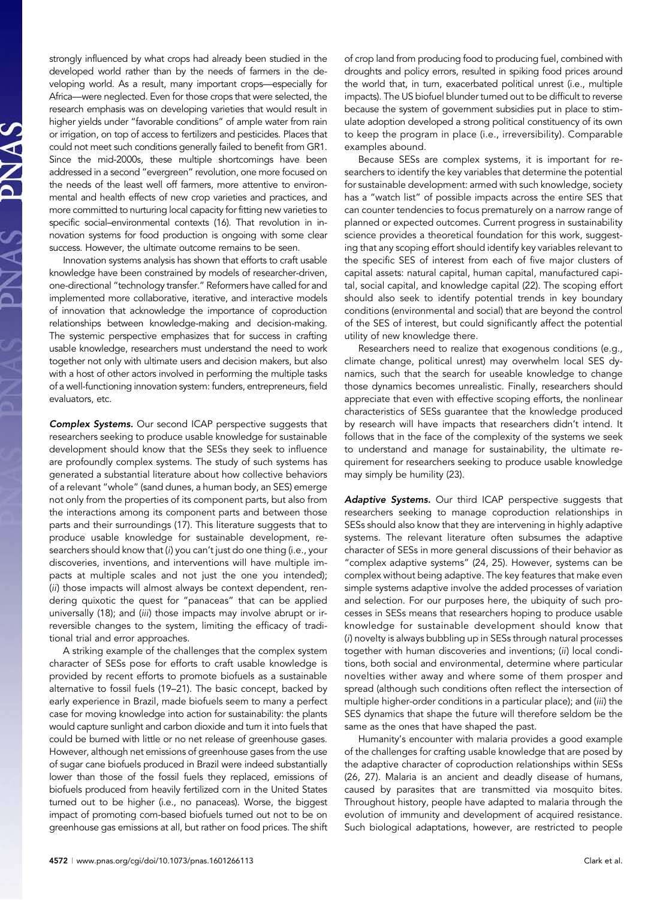strongly influenced by what crops had already been studied in the developed world rather than by the needs of farmers in the developing world. As a result, many important crops—especially for Africa—were neglected. Even for those crops that were selected, the research emphasis was on developing varieties that would result in higher yields under "favorable conditions" of ample water from rain or irrigation, on top of access to fertilizers and pesticides. Places that could not meet such conditions generally failed to benefit from GR1. Since the mid-2000s, these multiple shortcomings have been addressed in a second "evergreen" revolution, one more focused on the needs of the least well off farmers, more attentive to environmental and health effects of new crop varieties and practices, and more committed to nurturing local capacity for fitting new varieties to specific social–environmental contexts (16). That revolution in innovation systems for food production is ongoing with some clear success. However, the ultimate outcome remains to be seen.

Innovation systems analysis has shown that efforts to craft usable knowledge have been constrained by models of researcher-driven, one-directional "technology transfer." Reformers have called for and implemented more collaborative, iterative, and interactive models of innovation that acknowledge the importance of coproduction relationships between knowledge-making and decision-making. The systemic perspective emphasizes that for success in crafting usable knowledge, researchers must understand the need to work together not only with ultimate users and decision makers, but also with a host of other actors involved in performing the multiple tasks of a well-functioning innovation system: funders, entrepreneurs, field evaluators, etc.

***Complex Systems.*** Our second ICAP perspective suggests that researchers seeking to produce usable knowledge for sustainable development should know that the SESs they seek to influence are profoundly complex systems. The study of such systems has generated a substantial literature about how collective behaviors of a relevant "whole" (sand dunes, a human body, an SES) emerge not only from the properties of its component parts, but also from the interactions among its component parts and between those parts and their surroundings (17). This literature suggests that to produce usable knowledge for sustainable development, researchers should know that (*i*) you can't just do one thing (i.e., your discoveries, inventions, and interventions will have multiple impacts at multiple scales and not just the one you intended); (*ii*) those impacts will almost always be context dependent, rendering quixotic the quest for "panaceas" that can be applied universally (18); and (*iii*) those impacts may involve abrupt or irreversible changes to the system, limiting the efficacy of traditional trial and error approaches.

A striking example of the challenges that the complex system character of SESs pose for efforts to craft usable knowledge is provided by recent efforts to promote biofuels as a sustainable alternative to fossil fuels (19–21). The basic concept, backed by early experience in Brazil, made biofuels seem to many a perfect case for moving knowledge into action for sustainability: the plants would capture sunlight and carbon dioxide and turn it into fuels that could be burned with little or no net release of greenhouse gases. However, although net emissions of greenhouse gases from the use of sugar cane biofuels produced in Brazil were indeed substantially lower than those of the fossil fuels they replaced, emissions of biofuels produced from heavily fertilized corn in the United States turned out to be higher (i.e., no panaceas). Worse, the biggest impact of promoting corn-based biofuels turned out not to be on greenhouse gas emissions at all, but rather on food prices. The shift of crop land from producing food to producing fuel, combined with droughts and policy errors, resulted in spiking food prices around the world that, in turn, exacerbated political unrest (i.e., multiple impacts). The US biofuel blunder turned out to be difficult to reverse because the system of government subsidies put in place to stimulate adoption developed a strong political constituency of its own to keep the program in place (i.e., irreversibility). Comparable examples abound.

Because SESs are complex systems, it is important for researchers to identify the key variables that determine the potential for sustainable development: armed with such knowledge, society has a "watch list" of possible impacts across the entire SES that can counter tendencies to focus prematurely on a narrow range of planned or expected outcomes. Current progress in sustainability science provides a theoretical foundation for this work, suggesting that any scoping effort should identify key variables relevant to the specific SES of interest from each of five major clusters of capital assets: natural capital, human capital, manufactured capital, social capital, and knowledge capital (22). The scoping effort should also seek to identify potential trends in key boundary conditions (environmental and social) that are beyond the control of the SES of interest, but could significantly affect the potential utility of new knowledge there.

Researchers need to realize that exogenous conditions (e.g., climate change, political unrest) may overwhelm local SES dynamics, such that the search for useable knowledge to change those dynamics becomes unrealistic. Finally, researchers should appreciate that even with effective scoping efforts, the nonlinear characteristics of SESs guarantee that the knowledge produced by research will have impacts that researchers didn't intend. It follows that in the face of the complexity of the systems we seek to understand and manage for sustainability, the ultimate requirement for researchers seeking to produce usable knowledge may simply be humility (23).

***Adaptive Systems.*** Our third ICAP perspective suggests that researchers seeking to manage coproduction relationships in SESs should also know that they are intervening in highly adaptive systems. The relevant literature often subsumes the adaptive character of SESs in more general discussions of their behavior as "complex adaptive systems" (24, 25). However, systems can be complex without being adaptive. The key features that make even simple systems adaptive involve the added processes of variation and selection. For our purposes here, the ubiquity of such processes in SESs means that researchers hoping to produce usable knowledge for sustainable development should know that (*i*) novelty is always bubbling up in SESs through natural processes together with human discoveries and inventions; (*ii*) local conditions, both social and environmental, determine where particular novelties wither away and where some of them prosper and spread (although such conditions often reflect the intersection of multiple higher-order conditions in a particular place); and (*iii*) the SES dynamics that shape the future will therefore seldom be the same as the ones that have shaped the past.

Humanity's encounter with malaria provides a good example of the challenges for crafting usable knowledge that are posed by the adaptive character of coproduction relationships within SESs (26, 27). Malaria is an ancient and deadly disease of humans, caused by parasites that are transmitted via mosquito bites. Throughout history, people have adapted to malaria through the evolution of immunity and development of acquired resistance. Such biological adaptations, however, are restricted to people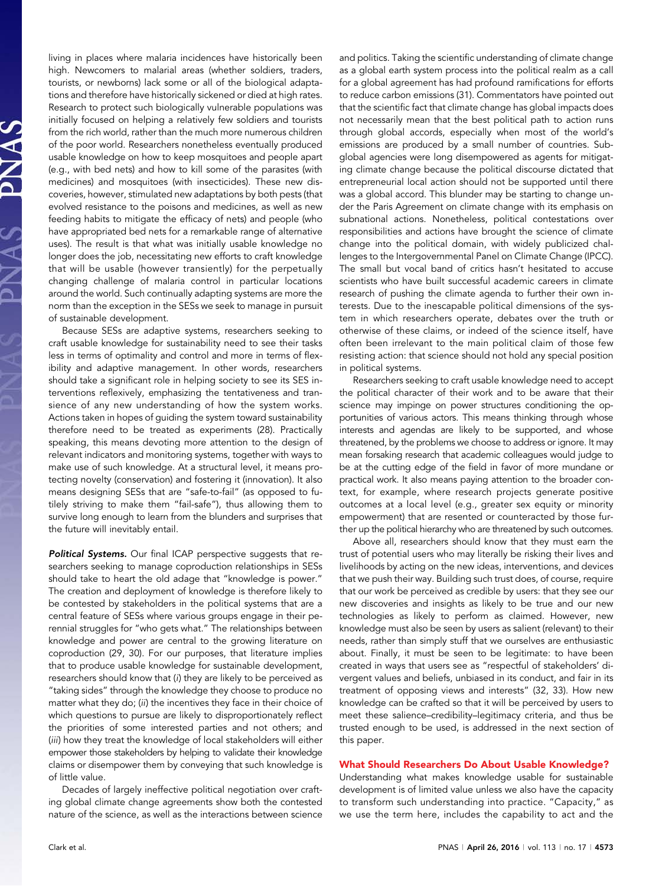living in places where malaria incidences have historically been high. Newcomers to malarial areas (whether soldiers, traders, tourists, or newborns) lack some or all of the biological adaptations and therefore have historically sickened or died at high rates. Research to protect such biologically vulnerable populations was initially focused on helping a relatively few soldiers and tourists from the rich world, rather than the much more numerous children of the poor world. Researchers nonetheless eventually produced usable knowledge on how to keep mosquitoes and people apart (e.g., with bed nets) and how to kill some of the parasites (with medicines) and mosquitoes (with insecticides). These new discoveries, however, stimulated new adaptations by both pests (that evolved resistance to the poisons and medicines, as well as new feeding habits to mitigate the efficacy of nets) and people (who have appropriated bed nets for a remarkable range of alternative uses). The result is that what was initially usable knowledge no longer does the job, necessitating new efforts to craft knowledge that will be usable (however transiently) for the perpetually changing challenge of malaria control in particular locations around the world. Such continually adapting systems are more the norm than the exception in the SESs we seek to manage in pursuit of sustainable development.

Because SESs are adaptive systems, researchers seeking to craft usable knowledge for sustainability need to see their tasks less in terms of optimality and control and more in terms of flexibility and adaptive management. In other words, researchers should take a significant role in helping society to see its SES interventions reflexively, emphasizing the tentativeness and transience of any new understanding of how the system works. Actions taken in hopes of guiding the system toward sustainability therefore need to be treated as experiments (28). Practically speaking, this means devoting more attention to the design of relevant indicators and monitoring systems, together with ways to make use of such knowledge. At a structural level, it means protecting novelty (conservation) and fostering it (innovation). It also means designing SESs that are "safe-to-fail" (as opposed to futilely striving to make them "fail-safe"), thus allowing them to survive long enough to learn from the blunders and surprises that the future will inevitably entail.

***Political Systems.*** Our final ICAP perspective suggests that researchers seeking to manage coproduction relationships in SESs should take to heart the old adage that "knowledge is power." The creation and deployment of knowledge is therefore likely to be contested by stakeholders in the political systems that are a central feature of SESs where various groups engage in their perennial struggles for "who gets what." The relationships between knowledge and power are central to the growing literature on coproduction (29, 30). For our purposes, that literature implies that to produce usable knowledge for sustainable development, researchers should know that (*i*) they are likely to be perceived as "taking sides" through the knowledge they choose to produce no matter what they do; (*ii*) the incentives they face in their choice of which questions to pursue are likely to disproportionately reflect the priorities of some interested parties and not others; and (*iii*) how they treat the knowledge of local stakeholders will either empower those stakeholders by helping to validate their knowledge claims or disempower them by conveying that such knowledge is of little value.

Decades of largely ineffective political negotiation over crafting global climate change agreements show both the contested nature of the science, as well as the interactions between science and politics. Taking the scientific understanding of climate change as a global earth system process into the political realm as a call for a global agreement has had profound ramifications for efforts to reduce carbon emissions (31). Commentators have pointed out that the scientific fact that climate change has global impacts does not necessarily mean that the best political path to action runs through global accords, especially when most of the world's emissions are produced by a small number of countries. Subglobal agencies were long disempowered as agents for mitigating climate change because the political discourse dictated that entrepreneurial local action should not be supported until there was a global accord. This blunder may be starting to change under the Paris Agreement on climate change with its emphasis on subnational actions. Nonetheless, political contestations over responsibilities and actions have brought the science of climate change into the political domain, with widely publicized challenges to the Intergovernmental Panel on Climate Change (IPCC). The small but vocal band of critics hasn't hesitated to accuse scientists who have built successful academic careers in climate research of pushing the climate agenda to further their own interests. Due to the inescapable political dimensions of the system in which researchers operate, debates over the truth or otherwise of these claims, or indeed of the science itself, have often been irrelevant to the main political claim of those few resisting action: that science should not hold any special position in political systems.

Researchers seeking to craft usable knowledge need to accept the political character of their work and to be aware that their science may impinge on power structures conditioning the opportunities of various actors. This means thinking through whose interests and agendas are likely to be supported, and whose threatened, by the problems we choose to address or ignore. It may mean forsaking research that academic colleagues would judge to be at the cutting edge of the field in favor of more mundane or practical work. It also means paying attention to the broader context, for example, where research projects generate positive outcomes at a local level (e.g., greater sex equity or minority empowerment) that are resented or counteracted by those further up the political hierarchy who are threatened by such outcomes.

Above all, researchers should know that they must earn the trust of potential users who may literally be risking their lives and livelihoods by acting on the new ideas, interventions, and devices that we push their way. Building such trust does, of course, require that our work be perceived as credible by users: that they see our new discoveries and insights as likely to be true and our new technologies as likely to perform as claimed. However, new knowledge must also be seen by users as salient (relevant) to their needs, rather than simply stuff that we ourselves are enthusiastic about. Finally, it must be seen to be legitimate: to have been created in ways that users see as "respectful of stakeholders' divergent values and beliefs, unbiased in its conduct, and fair in its treatment of opposing views and interests" (32, 33). How new knowledge can be crafted so that it will be perceived by users to meet these salience–credibility–legitimacy criteria, and thus be trusted enough to be used, is addressed in the next section of this paper.

## What Should Researchers Do About Usable Knowledge?

Understanding what makes knowledge usable for sustainable development is of limited value unless we also have the capacity to transform such understanding into practice. "Capacity," as we use the term here, includes the capability to act and the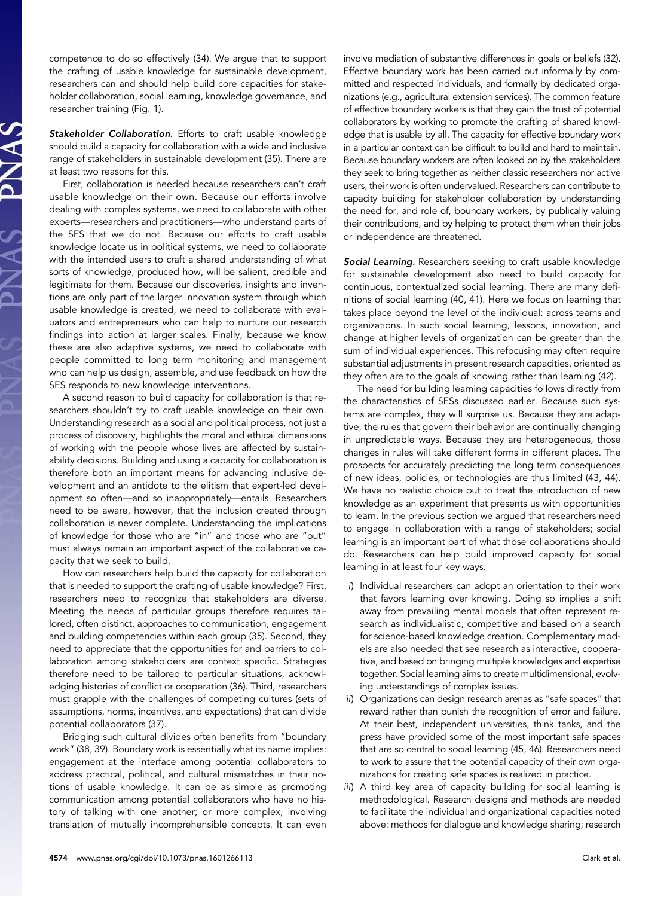competence to do so effectively (34). We argue that to support the crafting of usable knowledge for sustainable development, researchers can and should help build core capacities for stakeholder collaboration, social learning, knowledge governance, and researcher training (Fig. 1).

***Stakeholder Collaboration.*** Efforts to craft usable knowledge should build a capacity for collaboration with a wide and inclusive range of stakeholders in sustainable development (35). There are at least two reasons for this.

First, collaboration is needed because researchers can't craft usable knowledge on their own. Because our efforts involve dealing with complex systems, we need to collaborate with other experts—researchers and practitioners—who understand parts of the SES that we do not. Because our efforts to craft usable knowledge locate us in political systems, we need to collaborate with the intended users to craft a shared understanding of what sorts of knowledge, produced how, will be salient, credible and legitimate for them. Because our discoveries, insights and inventions are only part of the larger innovation system through which usable knowledge is created, we need to collaborate with evaluators and entrepreneurs who can help to nurture our research findings into action at larger scales. Finally, because we know these are also adaptive systems, we need to collaborate with people committed to long term monitoring and management who can help us design, assemble, and use feedback on how the SES responds to new knowledge interventions.

A second reason to build capacity for collaboration is that researchers shouldn't try to craft usable knowledge on their own. Understanding research as a social and political process, not just a process of discovery, highlights the moral and ethical dimensions of working with the people whose lives are affected by sustainability decisions. Building and using a capacity for collaboration is therefore both an important means for advancing inclusive development and an antidote to the elitism that expert-led development so often—and so inappropriately—entails. Researchers need to be aware, however, that the inclusion created through collaboration is never complete. Understanding the implications of knowledge for those who are "in" and those who are "out" must always remain an important aspect of the collaborative capacity that we seek to build.

How can researchers help build the capacity for collaboration that is needed to support the crafting of usable knowledge? First, researchers need to recognize that stakeholders are diverse. Meeting the needs of particular groups therefore requires tailored, often distinct, approaches to communication, engagement and building competencies within each group (35). Second, they need to appreciate that the opportunities for and barriers to collaboration among stakeholders are context specific. Strategies therefore need to be tailored to particular situations, acknowledging histories of conflict or cooperation (36). Third, researchers must grapple with the challenges of competing cultures (sets of assumptions, norms, incentives, and expectations) that can divide potential collaborators (37).

Bridging such cultural divides often benefits from "boundary work" (38, 39). Boundary work is essentially what its name implies: engagement at the interface among potential collaborators to address practical, political, and cultural mismatches in their notions of usable knowledge. It can be as simple as promoting communication among potential collaborators who have no history of talking with one another; or more complex, involving translation of mutually incomprehensible concepts. It can even involve mediation of substantive differences in goals or beliefs (32). Effective boundary work has been carried out informally by committed and respected individuals, and formally by dedicated organizations (e.g., agricultural extension services). The common feature of effective boundary workers is that they gain the trust of potential collaborators by working to promote the crafting of shared knowledge that is usable by all. The capacity for effective boundary work in a particular context can be difficult to build and hard to maintain. Because boundary workers are often looked on by the stakeholders they seek to bring together as neither classic researchers nor active users, their work is often undervalued. Researchers can contribute to capacity building for stakeholder collaboration by understanding the need for, and role of, boundary workers, by publically valuing their contributions, and by helping to protect them when their jobs or independence are threatened.

***Social Learning.*** Researchers seeking to craft usable knowledge for sustainable development also need to build capacity for continuous, contextualized social learning. There are many definitions of social learning (40, 41). Here we focus on learning that takes place beyond the level of the individual: across teams and organizations. In such social learning, lessons, innovation, and change at higher levels of organization can be greater than the sum of individual experiences. This refocusing may often require substantial adjustments in present research capacities, oriented as they often are to the goals of knowing rather than learning (42).

The need for building learning capacities follows directly from the characteristics of SESs discussed earlier. Because such systems are complex, they will surprise us. Because they are adaptive, the rules that govern their behavior are continually changing in unpredictable ways. Because they are heterogeneous, those changes in rules will take different forms in different places. The prospects for accurately predicting the long term consequences of new ideas, policies, or technologies are thus limited (43, 44). We have no realistic choice but to treat the introduction of new knowledge as an experiment that presents us with opportunities to learn. In the previous section we argued that researchers need to engage in collaboration with a range of stakeholders; social learning is an important part of what those collaborations should do. Researchers can help build improved capacity for social learning in at least four key ways.

*i*) Individual researchers can adopt an orientation to their work that favors learning over knowing. Doing so implies a shift away from prevailing mental models that often represent research as individualistic, competitive and based on a search for science-based knowledge creation. Complementary models are also needed that see research as interactive, cooperative, and based on bringing multiple knowledges and expertise together. Social learning aims to create multidimensional, evolving understandings of complex issues.

*ii*) Organizations can design research arenas as "safe spaces" that reward rather than punish the recognition of error and failure. At their best, independent universities, think tanks, and the press have provided some of the most important safe spaces that are so central to social learning (45, 46). Researchers need to work to assure that the potential capacity of their own organizations for creating safe spaces is realized in practice.

*iii*) A third key area of capacity building for social learning is methodological. Research designs and methods are needed to facilitate the individual and organizational capacities noted above: methods for dialogue and knowledge sharing; research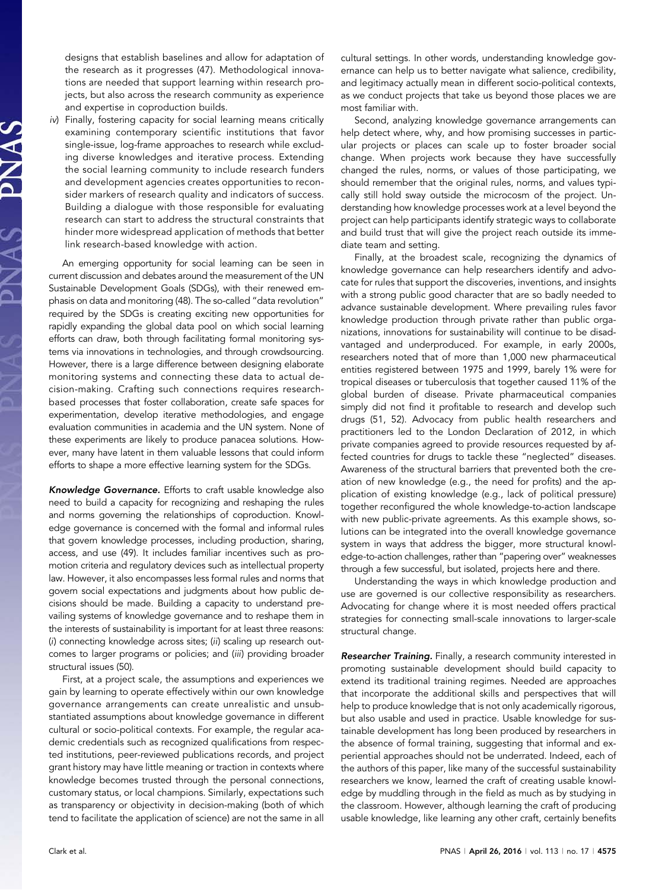designs that establish baselines and allow for adaptation of the research as it progresses (47). Methodological innovations are needed that support learning within research projects, but also across the research community as experience and expertise in coproduction builds.

*iv*) Finally, fostering capacity for social learning means critically examining contemporary scientific institutions that favor single-issue, log-frame approaches to research while excluding diverse knowledges and iterative process. Extending the social learning community to include research funders and development agencies creates opportunities to reconsider markers of research quality and indicators of success. Building a dialogue with those responsible for evaluating research can start to address the structural constraints that hinder more widespread application of methods that better link research-based knowledge with action.

An emerging opportunity for social learning can be seen in current discussion and debates around the measurement of the UN Sustainable Development Goals (SDGs), with their renewed emphasis on data and monitoring (48). The so-called "data revolution" required by the SDGs is creating exciting new opportunities for rapidly expanding the global data pool on which social learning efforts can draw, both through facilitating formal monitoring systems via innovations in technologies, and through crowdsourcing. However, there is a large difference between designing elaborate monitoring systems and connecting these data to actual decision-making. Crafting such connections requires research-based processes that foster collaboration, create safe spaces for experimentation, develop iterative methodologies, and engage evaluation communities in academia and the UN system. None of these experiments are likely to produce panacea solutions. However, many have latent in them valuable lessons that could inform efforts to shape a more effective learning system for the SDGs.

***Knowledge Governance.*** Efforts to craft usable knowledge also need to build a capacity for recognizing and reshaping the rules and norms governing the relationships of coproduction. Knowledge governance is concerned with the formal and informal rules that govern knowledge processes, including production, sharing, access, and use (49). It includes familiar incentives such as promotion criteria and regulatory devices such as intellectual property law. However, it also encompasses less formal rules and norms that govern social expectations and judgments about how public decisions should be made. Building a capacity to understand prevailing systems of knowledge governance and to reshape them in the interests of sustainability is important for at least three reasons: (*i*) connecting knowledge across sites; (*ii*) scaling up research outcomes to larger programs or policies; and (*iii*) providing broader structural issues (50).

First, at a project scale, the assumptions and experiences we gain by learning to operate effectively within our own knowledge governance arrangements can create unrealistic and unsubstantiated assumptions about knowledge governance in different cultural or socio-political contexts. For example, the regular academic credentials such as recognized qualifications from respected institutions, peer-reviewed publications records, and project grant history may have little meaning or traction in contexts where knowledge becomes trusted through the personal connections, customary status, or local champions. Similarly, expectations such as transparency or objectivity in decision-making (both of which tend to facilitate the application of science) are not the same in all cultural settings. In other words, understanding knowledge governance can help us to better navigate what salience, credibility, and legitimacy actually mean in different socio-political contexts, as we conduct projects that take us beyond those places we are most familiar with.

Second, analyzing knowledge governance arrangements can help detect where, why, and how promising successes in particular projects or places can scale up to foster broader social change. When projects work because they have successfully changed the rules, norms, or values of those participating, we should remember that the original rules, norms, and values typically still hold sway outside the microcosm of the project. Understanding how knowledge processes work at a level beyond the project can help participants identify strategic ways to collaborate and build trust that will give the project reach outside its immediate team and setting.

Finally, at the broadest scale, recognizing the dynamics of knowledge governance can help researchers identify and advocate for rules that support the discoveries, inventions, and insights with a strong public good character that are so badly needed to advance sustainable development. Where prevailing rules favor knowledge production through private rather than public organizations, innovations for sustainability will continue to be disadvantaged and underproduced. For example, in early 2000s, researchers noted that of more than 1,000 new pharmaceutical entities registered between 1975 and 1999, barely 1% were for tropical diseases or tuberculosis that together caused 11% of the global burden of disease. Private pharmaceutical companies simply did not find it profitable to research and develop such drugs (51, 52). Advocacy from public health researchers and practitioners led to the London Declaration of 2012, in which private companies agreed to provide resources requested by affected countries for drugs to tackle these "neglected" diseases. Awareness of the structural barriers that prevented both the creation of new knowledge (e.g., the need for profits) and the application of existing knowledge (e.g., lack of political pressure) together reconfigured the whole knowledge-to-action landscape with new public-private agreements. As this example shows, solutions can be integrated into the overall knowledge governance system in ways that address the bigger, more structural knowledge-to-action challenges, rather than "papering over" weaknesses through a few successful, but isolated, projects here and there.

Understanding the ways in which knowledge production and use are governed is our collective responsibility as researchers. Advocating for change where it is most needed offers practical strategies for connecting small-scale innovations to larger-scale structural change.

***Researcher Training.*** Finally, a research community interested in promoting sustainable development should build capacity to extend its traditional training regimes. Needed are approaches that incorporate the additional skills and perspectives that will help to produce knowledge that is not only academically rigorous, but also usable and used in practice. Usable knowledge for sustainable development has long been produced by researchers in the absence of formal training, suggesting that informal and experiential approaches should not be underrated. Indeed, each of the authors of this paper, like many of the successful sustainability researchers we know, learned the craft of creating usable knowledge by muddling through in the field as much as by studying in the classroom. However, although learning the craft of producing usable knowledge, like learning any other craft, certainly benefits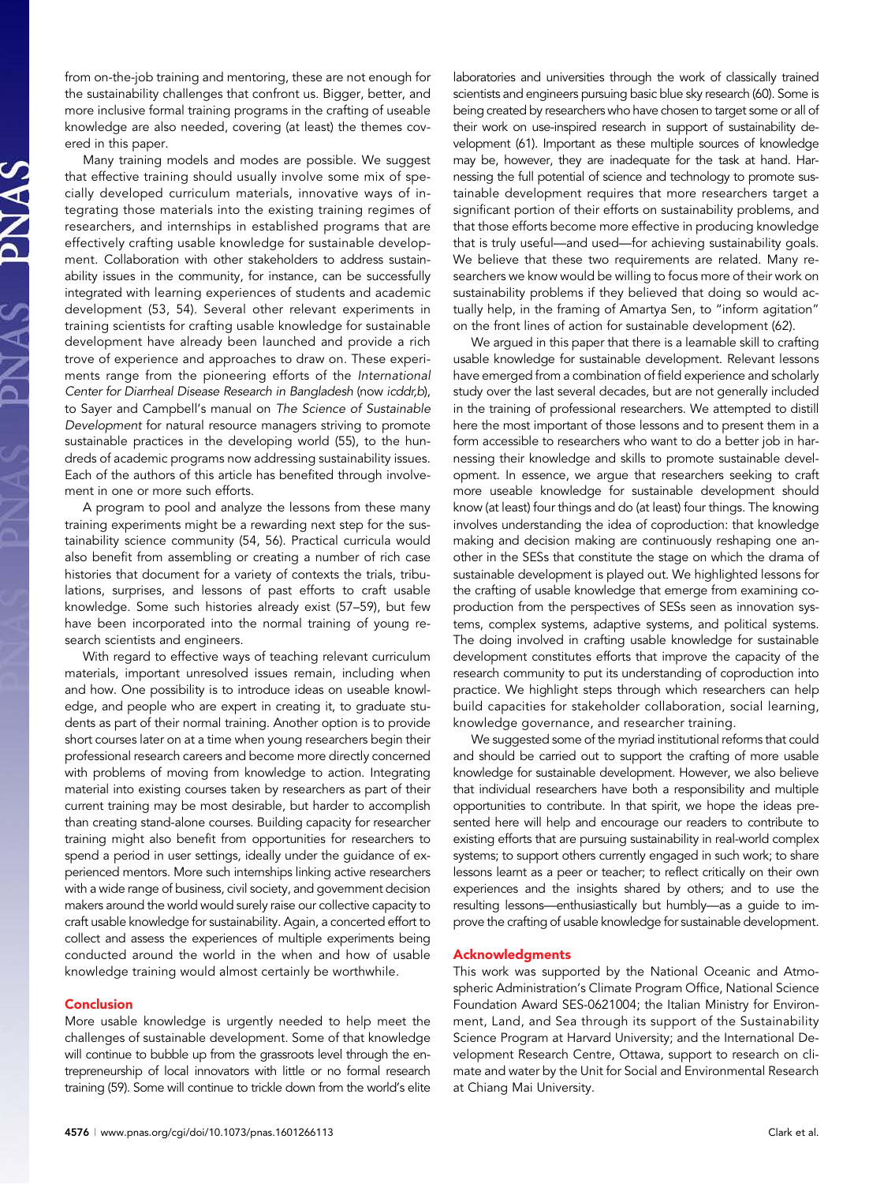from on-the-job training and mentoring, these are not enough for the sustainability challenges that confront us. Bigger, better, and more inclusive formal training programs in the crafting of useable knowledge are also needed, covering (at least) the themes covered in this paper.

Many training models and modes are possible. We suggest that effective training should usually involve some mix of specially developed curriculum materials, innovative ways of integrating those materials into the existing training regimes of researchers, and internships in established programs that are effectively crafting usable knowledge for sustainable development. Collaboration with other stakeholders to address sustainability issues in the community, for instance, can be successfully integrated with learning experiences of students and academic development (53, 54). Several other relevant experiments in training scientists for crafting usable knowledge for sustainable development have already been launched and provide a rich trove of experience and approaches to draw on. These experiments range from the pioneering efforts of the *International Center for Diarrheal Disease Research in Bangladesh* (now *icddr,b*), to Sayer and Campbell's manual on *The Science of Sustainable Development* for natural resource managers striving to promote sustainable practices in the developing world (55), to the hundreds of academic programs now addressing sustainability issues. Each of the authors of this article has benefited through involvement in one or more such efforts.

A program to pool and analyze the lessons from these many training experiments might be a rewarding next step for the sustainability science community (54, 56). Practical curricula would also benefit from assembling or creating a number of rich case histories that document for a variety of contexts the trials, tribulations, surprises, and lessons of past efforts to craft usable knowledge. Some such histories already exist (57–59), but few have been incorporated into the normal training of young research scientists and engineers.

With regard to effective ways of teaching relevant curriculum materials, important unresolved issues remain, including when and how. One possibility is to introduce ideas on useable knowledge, and people who are expert in creating it, to graduate students as part of their normal training. Another option is to provide short courses later on at a time when young researchers begin their professional research careers and become more directly concerned with problems of moving from knowledge to action. Integrating material into existing courses taken by researchers as part of their current training may be most desirable, but harder to accomplish than creating stand-alone courses. Building capacity for researcher training might also benefit from opportunities for researchers to spend a period in user settings, ideally under the guidance of experienced mentors. More such internships linking active researchers with a wide range of business, civil society, and government decision makers around the world would surely raise our collective capacity to craft usable knowledge for sustainability. Again, a concerted effort to collect and assess the experiences of multiple experiments being conducted around the world in the when and how of usable knowledge training would almost certainly be worthwhile.

## Conclusion

More usable knowledge is urgently needed to help meet the challenges of sustainable development. Some of that knowledge will continue to bubble up from the grassroots level through the entrepreneurship of local innovators with little or no formal research training (59). Some will continue to trickle down from the world's elite laboratories and universities through the work of classically trained scientists and engineers pursuing basic blue sky research (60). Some is being created by researchers who have chosen to target some or all of their work on use-inspired research in support of sustainability development (61). Important as these multiple sources of knowledge may be, however, they are inadequate for the task at hand. Harnessing the full potential of science and technology to promote sustainable development requires that more researchers target a significant portion of their efforts on sustainability problems, and that those efforts become more effective in producing knowledge that is truly useful—and used—for achieving sustainability goals. We believe that these two requirements are related. Many researchers we know would be willing to focus more of their work on sustainability problems if they believed that doing so would actually help, in the framing of Amartya Sen, to "inform agitation" on the front lines of action for sustainable development (62).

We argued in this paper that there is a learnable skill to crafting usable knowledge for sustainable development. Relevant lessons have emerged from a combination of field experience and scholarly study over the last several decades, but are not generally included in the training of professional researchers. We attempted to distill here the most important of those lessons and to present them in a form accessible to researchers who want to do a better job in harnessing their knowledge and skills to promote sustainable development. In essence, we argue that researchers seeking to craft more useable knowledge for sustainable development should know (at least) four things and do (at least) four things. The knowing involves understanding the idea of coproduction: that knowledge making and decision making are continuously reshaping one another in the SESs that constitute the stage on which the drama of sustainable development is played out. We highlighted lessons for the crafting of usable knowledge that emerge from examining coproduction from the perspectives of SESs seen as innovation systems, complex systems, adaptive systems, and political systems. The doing involved in crafting usable knowledge for sustainable development constitutes efforts that improve the capacity of the research community to put its understanding of coproduction into practice. We highlight steps through which researchers can help build capacities for stakeholder collaboration, social learning, knowledge governance, and researcher training.

We suggested some of the myriad institutional reforms that could and should be carried out to support the crafting of more usable knowledge for sustainable development. However, we also believe that individual researchers have both a responsibility and multiple opportunities to contribute. In that spirit, we hope the ideas presented here will help and encourage our readers to contribute to existing efforts that are pursuing sustainability in real-world complex systems; to support others currently engaged in such work; to share lessons learnt as a peer or teacher; to reflect critically on their own experiences and the insights shared by others; and to use the resulting lessons—enthusiastically but humbly—as a guide to improve the crafting of usable knowledge for sustainable development.

## Acknowledgments

This work was supported by the National Oceanic and Atmospheric Administration's Climate Program Office, National Science Foundation Award SES-0621004; the Italian Ministry for Environment, Land, and Sea through its support of the Sustainability Science Program at Harvard University; and the International Development Research Centre, Ottawa, support to research on climate and water by the Unit for Social and Environmental Research at Chiang Mai University.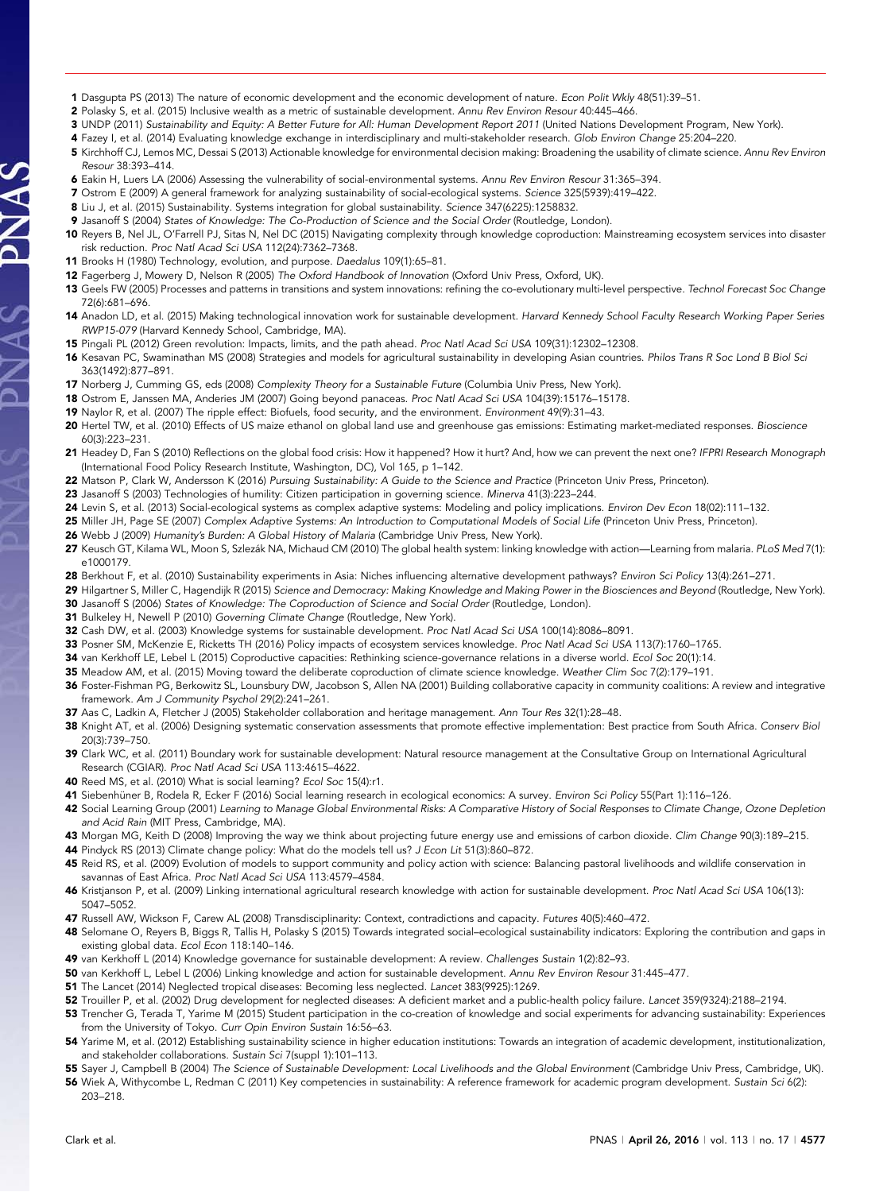1 Dasgupta PS (2013) The nature of economic development and the economic development of nature. *Econ Polit Wkly* 48(51):39–51.
2 Polasky S, et al. (2015) Inclusive wealth as a metric of sustainable development. *Annu Rev Environ Resour* 40:445–466.
3 UNDP (2011) *Sustainability and Equity: A Better Future for All: Human Development Report 2011* (United Nations Development Program, New York).
4 Fazey I, et al. (2014) Evaluating knowledge exchange in interdisciplinary and multi-stakeholder research. *Glob Environ Change* 25:204–220.
5 Kirchhoff CJ, Lemos MC, Dessai S (2013) Actionable knowledge for environmental decision making: Broadening the usability of climate science. *Annu Rev Environ Resour* 38:393–414.
6 Eakin H, Luers LA (2006) Assessing the vulnerability of social-environmental systems. *Annu Rev Environ Resour* 31:365–394.
7 Ostrom E (2009) A general framework for analyzing sustainability of social-ecological systems. *Science* 325(5939):419–422.
8 Liu J, et al. (2015) Sustainability. Systems integration for global sustainability. *Science* 347(6225):1258832.
9 Jasanoff S (2004) *States of Knowledge: The Co-Production of Science and the Social Order* (Routledge, London).
10 Reyers B, Nel JL, O'Farrell PJ, Sitas N, Nel DC (2015) Navigating complexity through knowledge coproduction: Mainstreaming ecosystem services into disaster risk reduction. *Proc Natl Acad Sci USA* 112(24):7362–7368.
11 Brooks H (1980) Technology, evolution, and purpose. *Daedalus* 109(1):65–81.
12 Fagerberg J, Mowery D, Nelson R (2005) *The Oxford Handbook of Innovation* (Oxford Univ Press, Oxford, UK).
13 Geels FW (2005) Processes and patterns in transitions and system innovations: refining the co-evolutionary multi-level perspective. *Technol Forecast Soc Change* 72(6):681–696.
14 Anadon LD, et al. (2015) Making technological innovation work for sustainable development. *Harvard Kennedy School Faculty Research Working Paper Series RWP15-079* (Harvard Kennedy School, Cambridge, MA).
15 Pingali PL (2012) Green revolution: Impacts, limits, and the path ahead. *Proc Natl Acad Sci USA* 109(31):12302–12308.
16 Kesavan PC, Swaminathan MS (2008) Strategies and models for agricultural sustainability in developing Asian countries. *Philos Trans R Soc Lond B Biol Sci* 363(1492):877–891.
17 Norberg J, Cumming GS, eds (2008) *Complexity Theory for a Sustainable Future* (Columbia Univ Press, New York).
18 Ostrom E, Janssen MA, Anderies JM (2007) Going beyond panaceas. *Proc Natl Acad Sci USA* 104(39):15176–15178.
19 Naylor R, et al. (2007) The ripple effect: Biofuels, food security, and the environment. *Environment* 49(9):31–43.
20 Hertel TW, et al. (2010) Effects of US maize ethanol on global land use and greenhouse gas emissions: Estimating market-mediated responses. *Bioscience* 60(3):223–231.
21 Headey D, Fan S (2010) Reflections on the global food crisis: How it happened? How it hurt? And, how we can prevent the next one? *IFPRI Research Monograph* (International Food Policy Research Institute, Washington, DC), Vol 165, p 1–142.
22 Matson P, Clark W, Andersson K (2016) *Pursuing Sustainability: A Guide to the Science and Practice* (Princeton Univ Press, Princeton).
23 Jasanoff S (2003) Technologies of humility: Citizen participation in governing science. *Minerva* 41(3):223–244.
24 Levin S, et al. (2013) Social-ecological systems as complex adaptive systems: Modeling and policy implications. *Environ Dev Econ* 18(02):111–132.
25 Miller JH, Page SE (2007) *Complex Adaptive Systems: An Introduction to Computational Models of Social Life* (Princeton Univ Press, Princeton).
26 Webb J (2009) *Humanity's Burden: A Global History of Malaria* (Cambridge Univ Press, New York).
27 Keusch GT, Kilama WL, Moon S, Szlezák NA, Michaud CM (2010) The global health system: linking knowledge with action—Learning from malaria. *PLoS Med* 7(1): e1000179.
28 Berkhout F, et al. (2010) Sustainability experiments in Asia: Niches influencing alternative development pathways? *Environ Sci Policy* 13(4):261–271.
29 Hilgartner S, Miller C, Hagendijk R (2015) *Science and Democracy: Making Knowledge and Making Power in the Biosciences and Beyond* (Routledge, New York).
30 Jasanoff S (2006) *States of Knowledge: The Coproduction of Science and Social Order* (Routledge, London).
31 Bulkeley H, Newell P (2010) *Governing Climate Change* (Routledge, New York).
32 Cash DW, et al. (2003) Knowledge systems for sustainable development. *Proc Natl Acad Sci USA* 100(14):8086–8091.
33 Posner SM, McKenzie E, Ricketts TH (2016) Policy impacts of ecosystem services knowledge. *Proc Natl Acad Sci USA* 113(7):1760–1765.
34 van Kerkhoff LE, Lebel L (2015) Coproductive capacities: Rethinking science-governance relations in a diverse world. *Ecol Soc* 20(1):14.
35 Meadow AM, et al. (2015) Moving toward the deliberate coproduction of climate science knowledge. *Weather Clim Soc* 7(2):179–191.
36 Foster-Fishman PG, Berkowitz SL, Lounsbury DW, Jacobson S, Allen NA (2001) Building collaborative capacity in community coalitions: A review and integrative framework. *Am J Community Psychol* 29(2):241–261.
37 Aas C, Ladkin A, Fletcher J (2005) Stakeholder collaboration and heritage management. *Ann Tour Res* 32(1):28–48.
38 Knight AT, et al. (2006) Designing systematic conservation assessments that promote effective implementation: Best practice from South Africa. *Conserv Biol* 20(3):739–750.
39 Clark WC, et al. (2011) Boundary work for sustainable development: Natural resource management at the Consultative Group on International Agricultural Research (CGIAR). *Proc Natl Acad Sci USA* 113:4615–4622.
40 Reed MS, et al. (2010) What is social learning? *Ecol Soc* 15(4):r1.
41 Siebenhüner B, Rodela R, Ecker F (2016) Social learning research in ecological economics: A survey. *Environ Sci Policy* 55(Part 1):116–126.
42 Social Learning Group (2001) *Learning to Manage Global Environmental Risks: A Comparative History of Social Responses to Climate Change, Ozone Depletion and Acid Rain* (MIT Press, Cambridge, MA).
43 Morgan MG, Keith D (2008) Improving the way we think about projecting future energy use and emissions of carbon dioxide. *Clim Change* 90(3):189–215.
44 Pindyck RS (2013) Climate change policy: What do the models tell us? *J Econ Lit* 51(3):860–872.
45 Reid RS, et al. (2009) Evolution of models to support community and policy action with science: Balancing pastoral livelihoods and wildlife conservation in savannas of East Africa. *Proc Natl Acad Sci USA* 113:4579–4584.
46 Kristjanson P, et al. (2009) Linking international agricultural research knowledge with action for sustainable development. *Proc Natl Acad Sci USA* 106(13): 5047–5052.
47 Russell AW, Wickson F, Carew AL (2008) Transdisciplinarity: Context, contradictions and capacity. *Futures* 40(5):460–472.
48 Selomane O, Reyers B, Biggs R, Tallis H, Polasky S (2015) Towards integrated social–ecological sustainability indicators: Exploring the contribution and gaps in existing global data. *Ecol Econ* 118:140–146.
49 van Kerkhoff L (2014) Knowledge governance for sustainable development: A review. *Challenges Sustain* 1(2):82–93.
50 van Kerkhoff L, Lebel L (2006) Linking knowledge and action for sustainable development. *Annu Rev Environ Resour* 31:445–477.
51 The Lancet (2014) Neglected tropical diseases: Becoming less neglected. *Lancet* 383(9925):1269.
52 Trouiller P, et al. (2002) Drug development for neglected diseases: A deficient market and a public-health policy failure. *Lancet* 359(9324):2188–2194.
53 Trencher G, Terada T, Yarime M (2015) Student participation in the co-creation of knowledge and social experiments for advancing sustainability: Experiences from the University of Tokyo. *Curr Opin Environ Sustain* 16:56–63.
54 Yarime M, et al. (2012) Establishing sustainability science in higher education institutions: Towards an integration of academic development, institutionalization, and stakeholder collaborations. *Sustain Sci* 7(suppl 1):101–113.
55 Sayer J, Campbell B (2004) *The Science of Sustainable Development: Local Livelihoods and the Global Environment* (Cambridge Univ Press, Cambridge, UK).
56 Wiek A, Withycombe L, Redman C (2011) Key competencies in sustainability: A reference framework for academic program development. *Sustain Sci* 6(2): 203–218.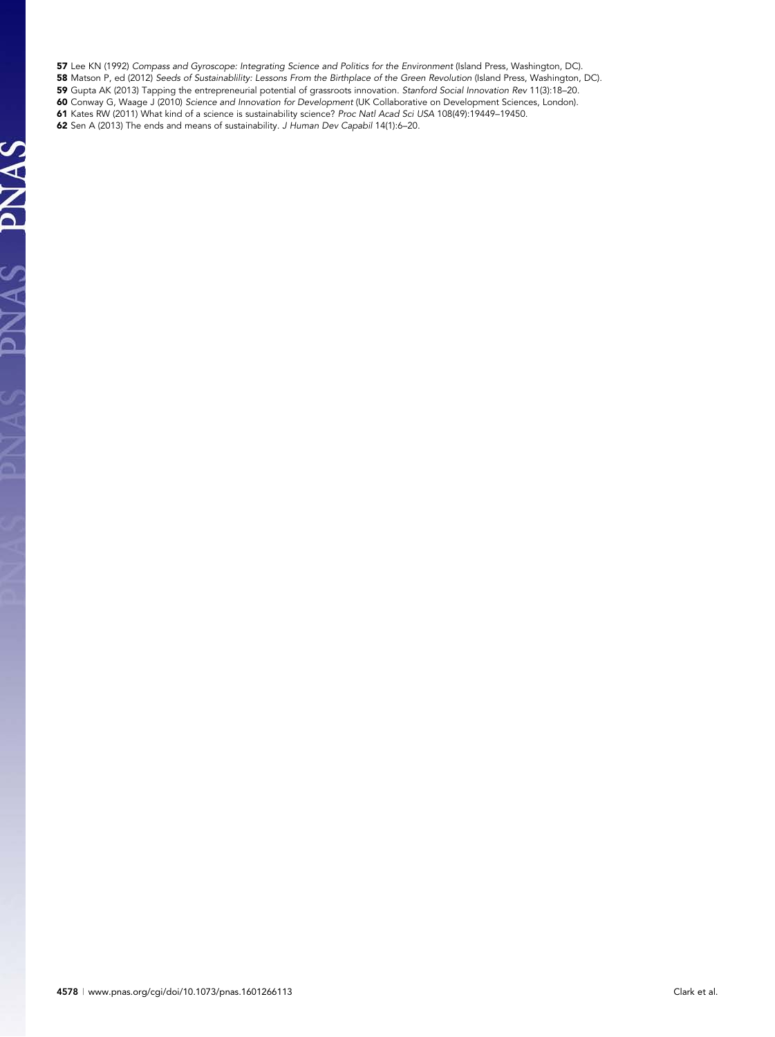**57** Lee KN (1992) *Compass and Gyroscope: Integrating Science and Politics for the Environment* (Island Press, Washington, DC).

**58** Matson P, ed (2012) *Seeds of Sustainablility: Lessons From the Birthplace of the Green Revolution* (Island Press, Washington, DC).

**59** Gupta AK (2013) Tapping the entrepreneurial potential of grassroots innovation. *Stanford Social Innovation Rev* 11(3):18–20.

**60** Conway G, Waage J (2010) *Science and Innovation for Development* (UK Collaborative on Development Sciences, London).

**61** Kates RW (2011) What kind of a science is sustainability science? *Proc Natl Acad Sci USA* 108(49):19449–19450.

**62** Sen A (2013) The ends and means of sustainability. *J Human Dev Capabil* 14(1):6–20.